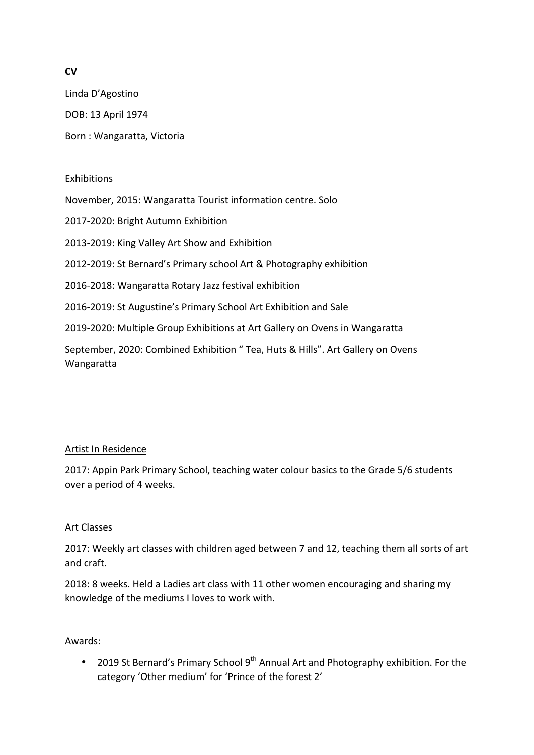**CV**

Linda D'Agostino

DOB: 13 April 1974

Born : Wangaratta, Victoria

<u>Exhibitions</u>

November, 2015: Wangaratta Tourist information centre. Solo

2017-2020: Bright Autumn Exhibition

2013-2019: King Valley Art Show and Exhibition

2012-2019: St Bernard's Primary school Art & Photography exhibition

2016-2018: Wangaratta Rotary Jazz festival exhibition

2016-2019: St Augustine's Primary School Art Exhibition and Sale

2019-2020: Multiple Group Exhibitions at Art Gallery on Ovens in Wangaratta

September, 2020: Combined Exhibition " Tea, Huts & Hills". Art Gallery on Ovens Wangaratta

<u>Artist In Residence</u>

2017: Appin Park Primary School, teaching water colour basics to the Grade 5/6 students over a period of 4 weeks.

<u>Art Classes</u>

2017: Weekly art classes with children aged between 7 and 12, teaching them all sorts of art and craft.

2018: 8 weeks. Held a Ladies art class with 11 other women encouraging and sharing my knowledge of the mediums I loves to work with.

Awards:

- 2019 St Bernard's Primary School 9th Annual Art and Photography exhibition. For the category 'Other medium' for 'Prince of the forest 2'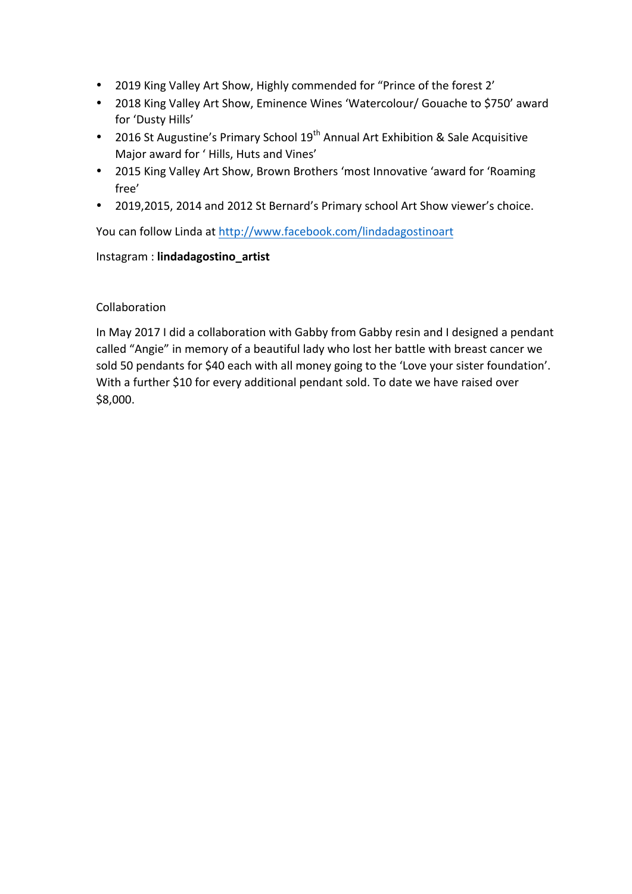- 2019 King Valley Art Show, Highly commended for "Prince of the forest 2'
- 2018 King Valley Art Show, Eminence Wines 'Watercolour/ Gouache to $750' award for 'Dusty Hills'
- 2016 St Augustine's Primary School 19th Annual Art Exhibition & Sale Acquisitive Major award for ' Hills, Huts and Vines'
- 2015 King Valley Art Show, Brown Brothers 'most Innovative 'award for 'Roaming free'
- 2019,2015, 2014 and 2012 St Bernard's Primary school Art Show viewer's choice.

You can follow Linda at http://www.facebook.com/lindadagostinoart

Instagram : **lindadagostino_artist**

Collaboration

In May 2017 I did a collaboration with Gabby from Gabby resin and I designed a pendant called "Angie" in memory of a beautiful lady who lost her battle with breast cancer we sold 50 pendants for $40 each with all money going to the 'Love your sister foundation'. With a further $10 for every additional pendant sold. To date we have raised over $8,000.